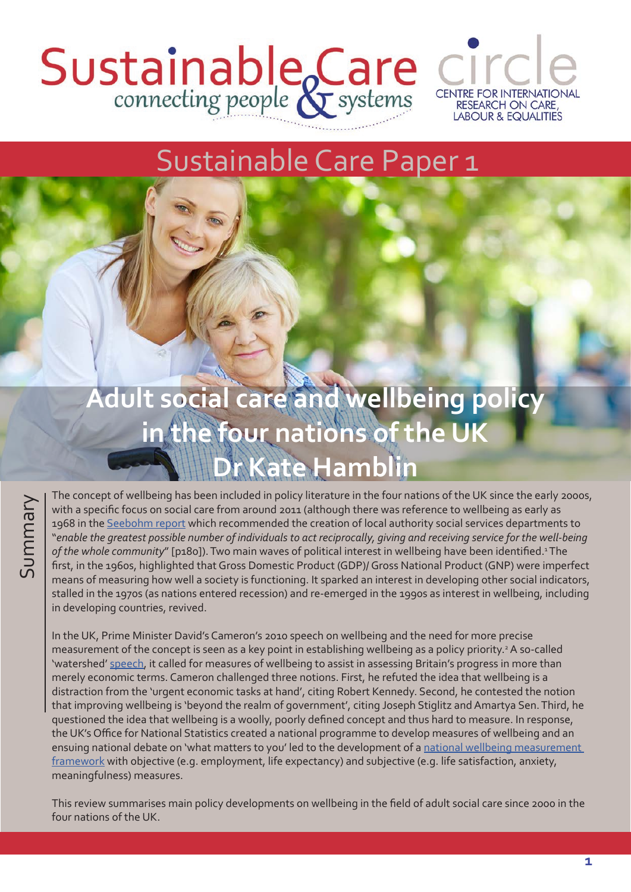Sustainable Care connecting people & systems

circle CENTRE FOR INTERNATIONAL RESEARCH ON CARE, LABOUR & EQUALITIES

Sustainable Care Paper 1

# Adult social care and wellbeing policy in the four nations of the UK

## Dr Kate Hamblin

## Summary

The concept of wellbeing has been included in policy literature in the four nations of the UK since the early 2000s, with a specific focus on social care from around 2011 (although there was reference to wellbeing as early as 1968 in the Seebohm report which recommended the creation of local authority social services departments to "*enable the greatest possible number of individuals to act reciprocally, giving and receiving service for the well-being of the whole community*" [p180]). Two main waves of political interest in wellbeing have been identified.[1] The first, in the 1960s, highlighted that Gross Domestic Product (GDP)/ Gross National Product (GNP) were imperfect means of measuring how well a society is functioning. It sparked an interest in developing other social indicators, stalled in the 1970s (as nations entered recession) and re-emerged in the 1990s as interest in wellbeing, including in developing countries, revived.

In the UK, Prime Minister David's Cameron's 2010 speech on wellbeing and the need for more precise measurement of the concept is seen as a key point in establishing wellbeing as a policy priority.[2] A so-called 'watershed' speech, it called for measures of wellbeing to assist in assessing Britain's progress in more than merely economic terms. Cameron challenged three notions. First, he refuted the idea that wellbeing is a distraction from the 'urgent economic tasks at hand', citing Robert Kennedy. Second, he contested the notion that improving wellbeing is 'beyond the realm of government', citing Joseph Stiglitz and Amartya Sen. Third, he questioned the idea that wellbeing is a woolly, poorly defined concept and thus hard to measure. In response, the UK's Office for National Statistics created a national programme to develop measures of wellbeing and an ensuing national debate on 'what matters to you' led to the development of a national wellbeing measurement framework with objective (e.g. employment, life expectancy) and subjective (e.g. life satisfaction, anxiety, meaningfulness) measures.

This review summarises main policy developments on wellbeing in the field of adult social care since 2000 in the four nations of the UK.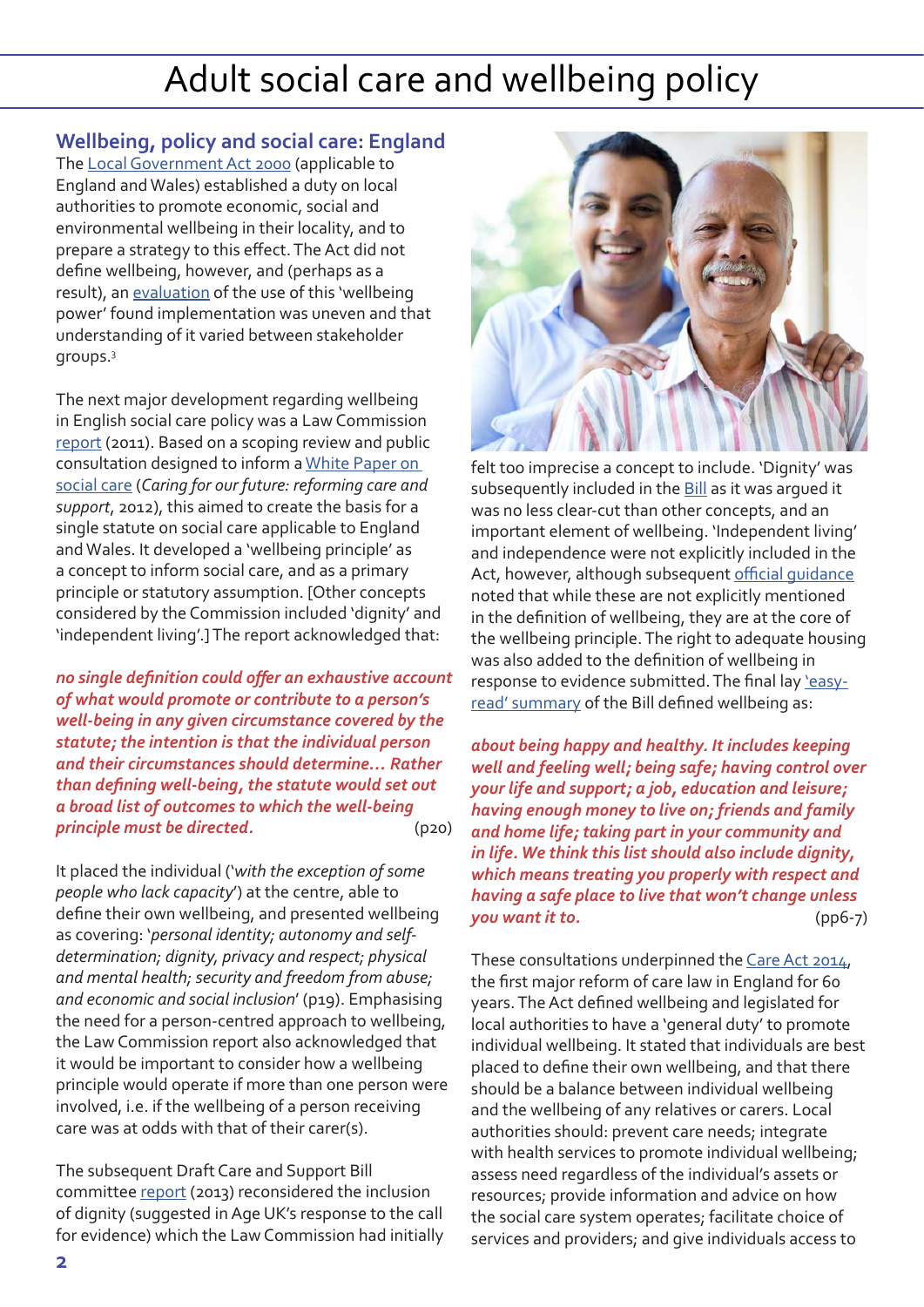# Adult social care and wellbeing policy

## Wellbeing, policy and social care: England

The Local Government Act 2000 (applicable to England and Wales) established a duty on local authorities to promote economic, social and environmental wellbeing in their locality, and to prepare a strategy to this effect. The Act did not define wellbeing, however, and (perhaps as a result), an evaluation of the use of this 'wellbeing power' found implementation was uneven and that understanding of it varied between stakeholder groups.[3]

The next major development regarding wellbeing in English social care policy was a Law Commission report (2011). Based on a scoping review and public consultation designed to inform a White Paper on social care (*Caring for our future: reforming care and support*, 2012), this aimed to create the basis for a single statute on social care applicable to England and Wales. It developed a 'wellbeing principle' as a concept to inform social care, and as a primary principle or statutory assumption. [Other concepts considered by the Commission included 'dignity' and 'independent living'.] The report acknowledged that:

> ***no single definition could offer an exhaustive account of what would promote or contribute to a person's well-being in any given circumstance covered by the statute; the intention is that the individual person and their circumstances should determine… Rather than defining well-being, the statute would set out a broad list of outcomes to which the well-being principle must be directed.*** (p20)

It placed the individual ('*with the exception of some people who lack capacity*') at the centre, able to define their own wellbeing, and presented wellbeing as covering: '*personal identity; autonomy and self-determination; dignity, privacy and respect; physical and mental health; security and freedom from abuse; and economic and social inclusion*' (p19). Emphasising the need for a person-centred approach to wellbeing, the Law Commission report also acknowledged that it would be important to consider how a wellbeing principle would operate if more than one person were involved, i.e. if the wellbeing of a person receiving care was at odds with that of their carer(s).

The subsequent Draft Care and Support Bill committee report (2013) reconsidered the inclusion of dignity (suggested in Age UK's response to the call for evidence) which the Law Commission had initially felt too imprecise a concept to include. 'Dignity' was subsequently included in the Bill as it was argued it was no less clear-cut than other concepts, and an important element of wellbeing. 'Independent living' and independence were not explicitly included in the Act, however, although subsequent official guidance noted that while these are not explicitly mentioned in the definition of wellbeing, they are at the core of the wellbeing principle. The right to adequate housing was also added to the definition of wellbeing in response to evidence submitted. The final lay 'easy-read' summary of the Bill defined wellbeing as:

> ***about being happy and healthy. It includes keeping well and feeling well; being safe; having control over your life and support; a job, education and leisure; having enough money to live on; friends and family and home life; taking part in your community and in life. We think this list should also include dignity, which means treating you properly with respect and having a safe place to live that won't change unless you want it to.*** (pp6-7)

These consultations underpinned the Care Act 2014, the first major reform of care law in England for 60 years. The Act defined wellbeing and legislated for local authorities to have a 'general duty' to promote individual wellbeing. It stated that individuals are best placed to define their own wellbeing, and that there should be a balance between individual wellbeing and the wellbeing of any relatives or carers. Local authorities should: prevent care needs; integrate with health services to promote individual wellbeing; assess need regardless of the individual's assets or resources; provide information and advice on how the social care system operates; facilitate choice of services and providers; and give individuals access to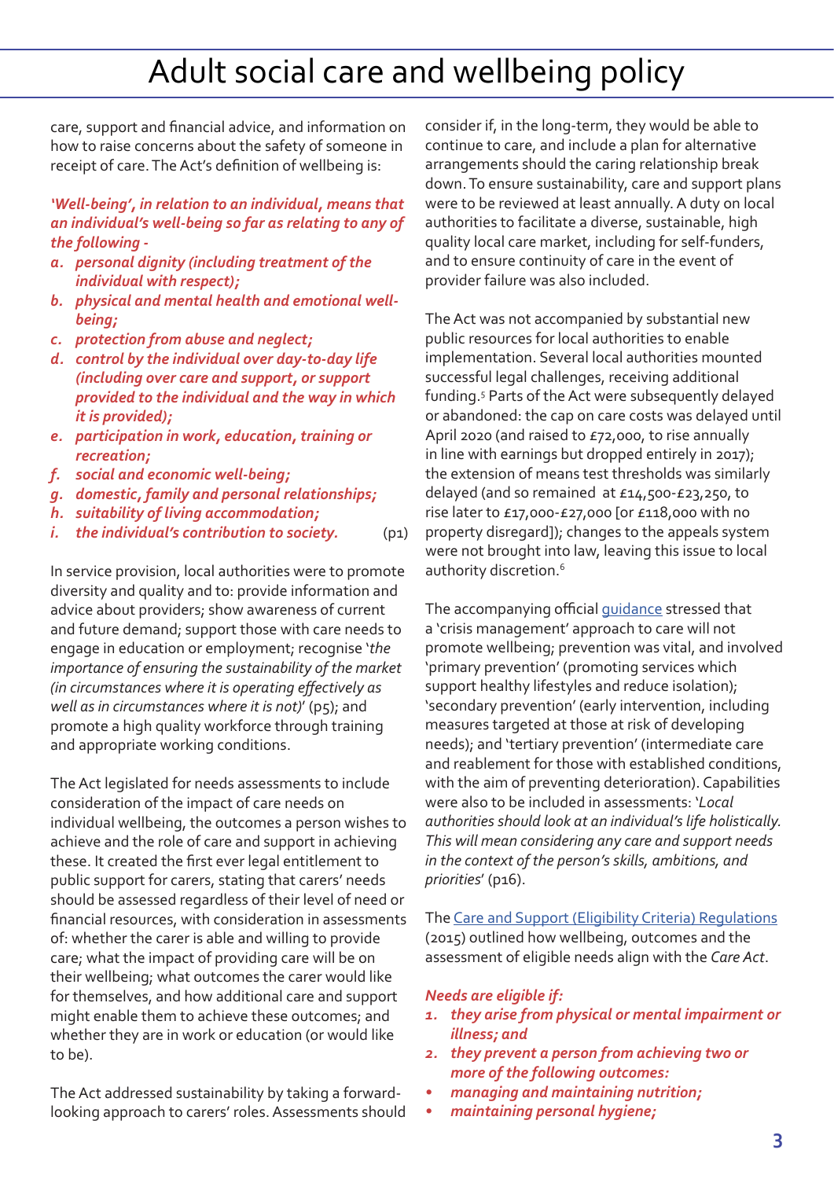care, support and financial advice, and information on how to raise concerns about the safety of someone in receipt of care. The Act's definition of wellbeing is:

*'Well-being', in relation to an individual, means that an individual's well-being so far as relating to any of the following -*

*a. personal dignity (including treatment of the individual with respect);*
*b. physical and mental health and emotional well-being;*
*c. protection from abuse and neglect;*
*d. control by the individual over day-to-day life (including over care and support, or support provided to the individual and the way in which it is provided);*
*e. participation in work, education, training or recreation;*
*f. social and economic well-being;*
*g. domestic, family and personal relationships;*
*h. suitability of living accommodation;*
*i. the individual's contribution to society.* (p1)

In service provision, local authorities were to promote diversity and quality and to: provide information and advice about providers; show awareness of current and future demand; support those with care needs to engage in education or employment; recognise '*the importance of ensuring the sustainability of the market (in circumstances where it is operating effectively as well as in circumstances where it is not)*' (p5); and promote a high quality workforce through training and appropriate working conditions.

The Act legislated for needs assessments to include consideration of the impact of care needs on individual wellbeing, the outcomes a person wishes to achieve and the role of care and support in achieving these. It created the first ever legal entitlement to public support for carers, stating that carers' needs should be assessed regardless of their level of need or financial resources, with consideration in assessments of: whether the carer is able and willing to provide care; what the impact of providing care will be on their wellbeing; what outcomes the carer would like for themselves, and how additional care and support might enable them to achieve these outcomes; and whether they are in work or education (or would like to be).

The Act addressed sustainability by taking a forward-looking approach to carers' roles. Assessments should consider if, in the long-term, they would be able to continue to care, and include a plan for alternative arrangements should the caring relationship break down. To ensure sustainability, care and support plans were to be reviewed at least annually. A duty on local authorities to facilitate a diverse, sustainable, high quality local care market, including for self-funders, and to ensure continuity of care in the event of provider failure was also included.

The Act was not accompanied by substantial new public resources for local authorities to enable implementation. Several local authorities mounted successful legal challenges, receiving additional funding.[5] Parts of the Act were subsequently delayed or abandoned: the cap on care costs was delayed until April 2020 (and raised to £72,000, to rise annually in line with earnings but dropped entirely in 2017); the extension of means test thresholds was similarly delayed (and so remained at £14,500-£23,250, to rise later to £17,000-£27,000 [or £118,000 with no property disregard]); changes to the appeals system were not brought into law, leaving this issue to local authority discretion.[6]

The accompanying official guidance stressed that a 'crisis management' approach to care will not promote wellbeing; prevention was vital, and involved 'primary prevention' (promoting services which support healthy lifestyles and reduce isolation); 'secondary prevention' (early intervention, including measures targeted at those at risk of developing needs); and 'tertiary prevention' (intermediate care and reablement for those with established conditions, with the aim of preventing deterioration). Capabilities were also to be included in assessments: '*Local authorities should look at an individual's life holistically. This will mean considering any care and support needs in the context of the person's skills, ambitions, and priorities*' (p16).

The Care and Support (Eligibility Criteria) Regulations (2015) outlined how wellbeing, outcomes and the assessment of eligible needs align with the *Care Act*.

***Needs are eligible if:***

*1. they arise from physical or mental impairment or illness; and*
*2. they prevent a person from achieving two or more of the following outcomes:*

- *managing and maintaining nutrition;*
- *maintaining personal hygiene;*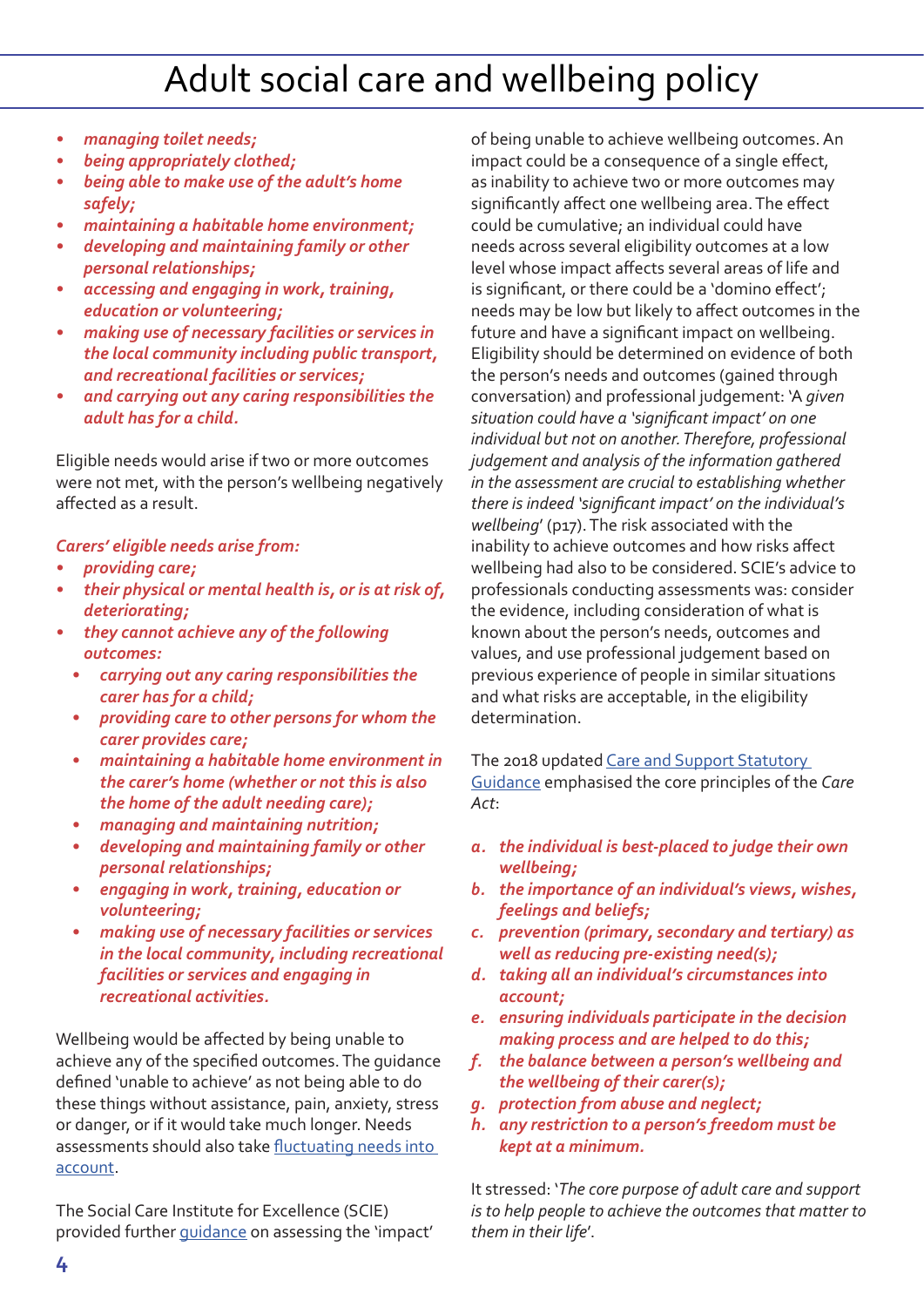# Adult social care and wellbeing policy

- *managing toilet needs;*
- *being appropriately clothed;*
- *being able to make use of the adult's home safely;*
- *maintaining a habitable home environment;*
- *developing and maintaining family or other personal relationships;*
- *accessing and engaging in work, training, education or volunteering;*
- *making use of necessary facilities or services in the local community including public transport, and recreational facilities or services;*
- *and carrying out any caring responsibilities the adult has for a child.*

Eligible needs would arise if two or more outcomes were not met, with the person's wellbeing negatively affected as a result.

*Carers' eligible needs arise from:*

- *providing care;*
- *their physical or mental health is, or is at risk of, deteriorating;*
- *they cannot achieve any of the following outcomes:*
  - *carrying out any caring responsibilities the carer has for a child;*
  - *providing care to other persons for whom the carer provides care;*
  - *maintaining a habitable home environment in the carer's home (whether or not this is also the home of the adult needing care);*
  - *managing and maintaining nutrition;*
  - *developing and maintaining family or other personal relationships;*
  - *engaging in work, training, education or volunteering;*
  - *making use of necessary facilities or services in the local community, including recreational facilities or services and engaging in recreational activities.*

Wellbeing would be affected by being unable to achieve any of the specified outcomes. The guidance defined 'unable to achieve' as not being able to do these things without assistance, pain, anxiety, stress or danger, or if it would take much longer. Needs assessments should also take [fluctuating needs into account](#).

The Social Care Institute for Excellence (SCIE) provided further [guidance](#) on assessing the 'impact' of being unable to achieve wellbeing outcomes. An impact could be a consequence of a single effect, as inability to achieve two or more outcomes may significantly affect one wellbeing area. The effect could be cumulative; an individual could have needs across several eligibility outcomes at a low level whose impact affects several areas of life and is significant, or there could be a 'domino effect'; needs may be low but likely to affect outcomes in the future and have a significant impact on wellbeing. Eligibility should be determined on evidence of both the person's needs and outcomes (gained through conversation) and professional judgement: 'A *given situation could have a 'significant impact' on one individual but not on another. Therefore, professional judgement and analysis of the information gathered in the assessment are crucial to establishing whether there is indeed 'significant impact' on the individual's wellbeing*' (p17). The risk associated with the inability to achieve outcomes and how risks affect wellbeing had also to be considered. SCIE's advice to professionals conducting assessments was: consider the evidence, including consideration of what is known about the person's needs, outcomes and values, and use professional judgement based on previous experience of people in similar situations and what risks are acceptable, in the eligibility determination.

The 2018 updated [Care and Support Statutory Guidance](#) emphasised the core principles of the *Care Act*:

a. *the individual is best-placed to judge their own wellbeing;*
b. *the importance of an individual's views, wishes, feelings and beliefs;*
c. *prevention (primary, secondary and tertiary) as well as reducing pre-existing need(s);*
d. *taking all an individual's circumstances into account;*
e. *ensuring individuals participate in the decision making process and are helped to do this;*
f. *the balance between a person's wellbeing and the wellbeing of their carer(s);*
g. *protection from abuse and neglect;*
h. *any restriction to a person's freedom must be kept at a minimum.*

It stressed: '*The core purpose of adult care and support is to help people to achieve the outcomes that matter to them in their life*'.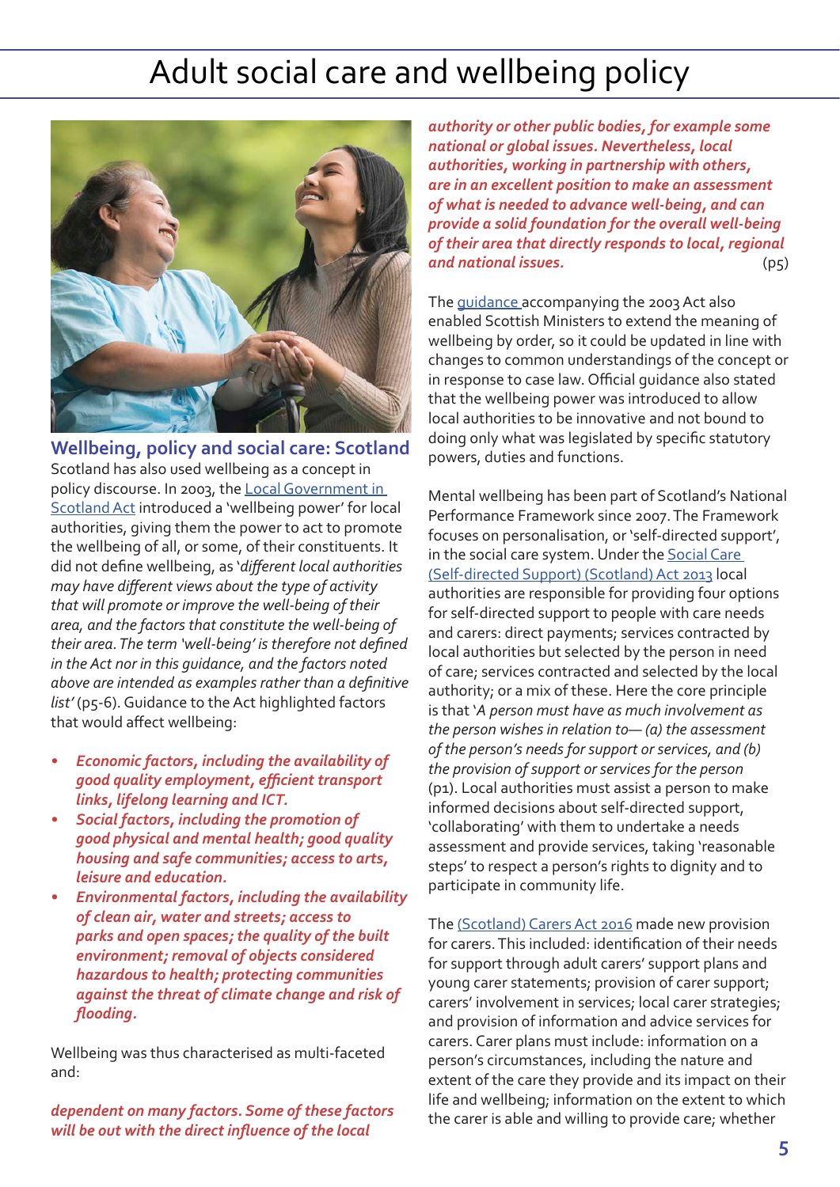# Adult social care and wellbeing policy

## Wellbeing, policy and social care: Scotland

Scotland has also used wellbeing as a concept in policy discourse. In 2003, the Local Government in Scotland Act introduced a 'wellbeing power' for local authorities, giving them the power to act to promote the wellbeing of all, or some, of their constituents. It did not define wellbeing, as '*different local authorities may have different views about the type of activity that will promote or improve the well-being of their area, and the factors that constitute the well-being of their area. The term 'well-being' is therefore not defined in the Act nor in this guidance, and the factors noted above are intended as examples rather than a definitive list*' (p5-6). Guidance to the Act highlighted factors that would affect wellbeing:

- ***Economic factors, including the availability of good quality employment, efficient transport links, lifelong learning and ICT.***
- ***Social factors, including the promotion of good physical and mental health; good quality housing and safe communities; access to arts, leisure and education.***
- ***Environmental factors, including the availability of clean air, water and streets; access to parks and open spaces; the quality of the built environment; removal of objects considered hazardous to health; protecting communities against the threat of climate change and risk of flooding.***

Wellbeing was thus characterised as multi-faceted and:

> ***dependent on many factors. Some of these factors will be out with the direct influence of the local authority or other public bodies, for example some national or global issues. Nevertheless, local authorities, working in partnership with others, are in an excellent position to make an assessment of what is needed to advance well-being, and can provide a solid foundation for the overall well-being of their area that directly responds to local, regional and national issues.*** (p5)

The guidance accompanying the 2003 Act also enabled Scottish Ministers to extend the meaning of wellbeing by order, so it could be updated in line with changes to common understandings of the concept or in response to case law. Official guidance also stated that the wellbeing power was introduced to allow local authorities to be innovative and not bound to doing only what was legislated by specific statutory powers, duties and functions.

Mental wellbeing has been part of Scotland's National Performance Framework since 2007. The Framework focuses on personalisation, or 'self-directed support', in the social care system. Under the Social Care (Self-directed Support) (Scotland) Act 2013 local authorities are responsible for providing four options for self-directed support to people with care needs and carers: direct payments; services contracted by local authorities but selected by the person in need of care; services contracted and selected by the local authority; or a mix of these. Here the core principle is that '*A person must have as much involvement as the person wishes in relation to— (a) the assessment of the person's needs for support or services, and (b) the provision of support or services for the person*' (p1). Local authorities must assist a person to make informed decisions about self-directed support, 'collaborating' with them to undertake a needs assessment and provide services, taking 'reasonable steps' to respect a person's rights to dignity and to participate in community life.

The (Scotland) Carers Act 2016 made new provision for carers. This included: identification of their needs for support through adult carers' support plans and young carer statements; provision of carer support; carers' involvement in services; local carer strategies; and provision of information and advice services for carers. Carer plans must include: information on a person's circumstances, including the nature and extent of the care they provide and its impact on their life and wellbeing; information on the extent to which the carer is able and willing to provide care; whether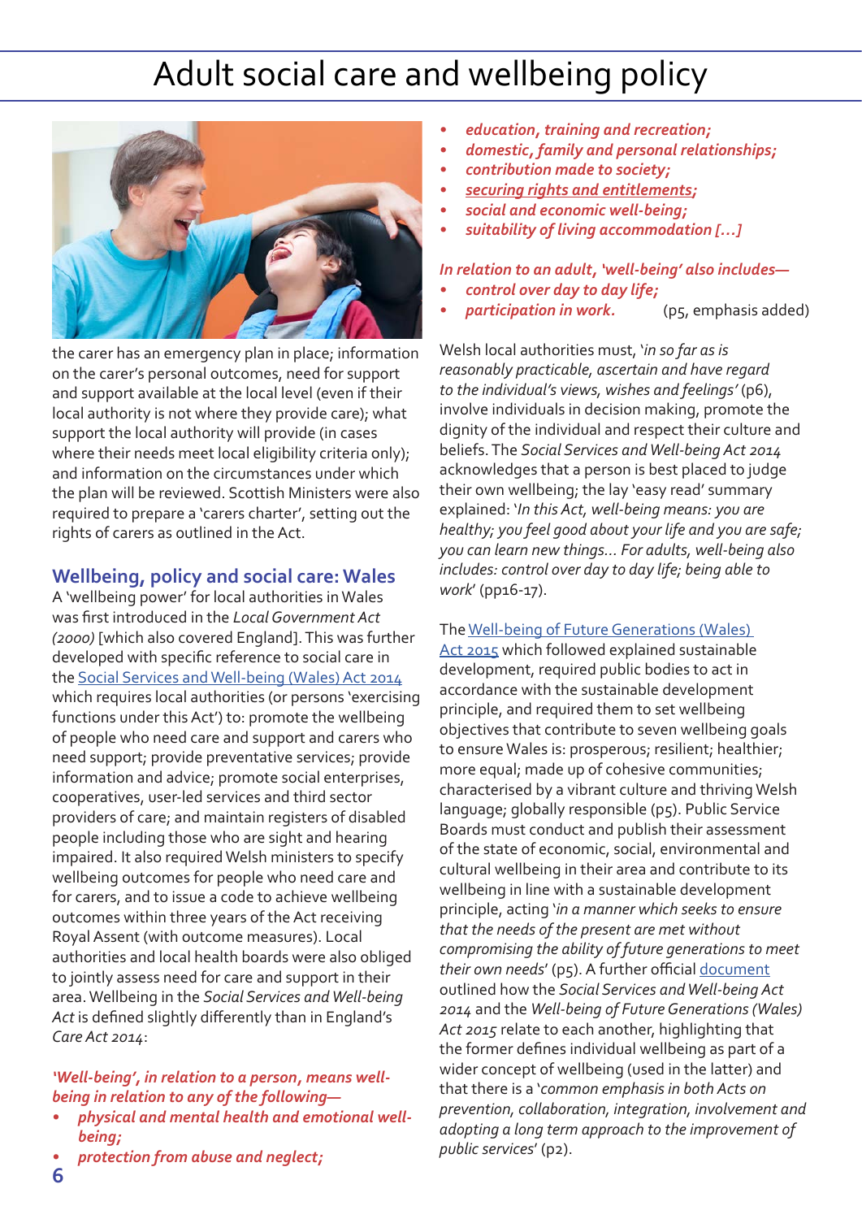# Adult social care and wellbeing policy

the carer has an emergency plan in place; information on the carer's personal outcomes, need for support and support available at the local level (even if their local authority is not where they provide care); what support the local authority will provide (in cases where their needs meet local eligibility criteria only); and information on the circumstances under which the plan will be reviewed. Scottish Ministers were also required to prepare a 'carers charter', setting out the rights of carers as outlined in the Act.

## Wellbeing, policy and social care: Wales

A 'wellbeing power' for local authorities in Wales was first introduced in the *Local Government Act (2000)* [which also covered England]. This was further developed with specific reference to social care in the Social Services and Well-being (Wales) Act 2014 which requires local authorities (or persons 'exercising functions under this Act') to: promote the wellbeing of people who need care and support and carers who need support; provide preventative services; provide information and advice; promote social enterprises, cooperatives, user-led services and third sector providers of care; and maintain registers of disabled people including those who are sight and hearing impaired. It also required Welsh ministers to specify wellbeing outcomes for people who need care and for carers, and to issue a code to achieve wellbeing outcomes within three years of the Act receiving Royal Assent (with outcome measures). Local authorities and local health boards were also obliged to jointly assess need for care and support in their area. Wellbeing in the *Social Services and Well-being Act* is defined slightly differently than in England's *Care Act 2014*:

***'Well-being', in relation to a person, means well-being in relation to any of the following—***

- ***physical and mental health and emotional well-being;***
- ***protection from abuse and neglect;***
- ***education, training and recreation;***
- ***domestic, family and personal relationships;***
- ***contribution made to society;***
- ***securing rights and entitlements;***
- ***social and economic well-being;***
- ***suitability of living accommodation […]***

***In relation to an adult, 'well-being' also includes—***

- ***control over day to day life;***
- ***participation in work.*** (p5, emphasis added)

Welsh local authorities must, '*in so far as is reasonably practicable, ascertain and have regard to the individual's views, wishes and feelings*' (p6), involve individuals in decision making, promote the dignity of the individual and respect their culture and beliefs. The *Social Services and Well-being Act 2014* acknowledges that a person is best placed to judge their own wellbeing; the lay 'easy read' summary explained: '*In this Act, well-being means: you are healthy; you feel good about your life and you are safe; you can learn new things… For adults, well-being also includes: control over day to day life; being able to work*' (pp16-17).

The Well-being of Future Generations (Wales) Act 2015 which followed explained sustainable development, required public bodies to act in accordance with the sustainable development principle, and required them to set wellbeing objectives that contribute to seven wellbeing goals to ensure Wales is: prosperous; resilient; healthier; more equal; made up of cohesive communities; characterised by a vibrant culture and thriving Welsh language; globally responsible (p5). Public Service Boards must conduct and publish their assessment of the state of economic, social, environmental and cultural wellbeing in their area and contribute to its wellbeing in line with a sustainable development principle, acting '*in a manner which seeks to ensure that the needs of the present are met without compromising the ability of future generations to meet their own needs*' (p5). A further official document outlined how the *Social Services and Well-being Act 2014* and the *Well-being of Future Generations (Wales) Act 2015* relate to each another, highlighting that the former defines individual wellbeing as part of a wider concept of wellbeing (used in the latter) and that there is a '*common emphasis in both Acts on prevention, collaboration, integration, involvement and adopting a long term approach to the improvement of public services*' (p2).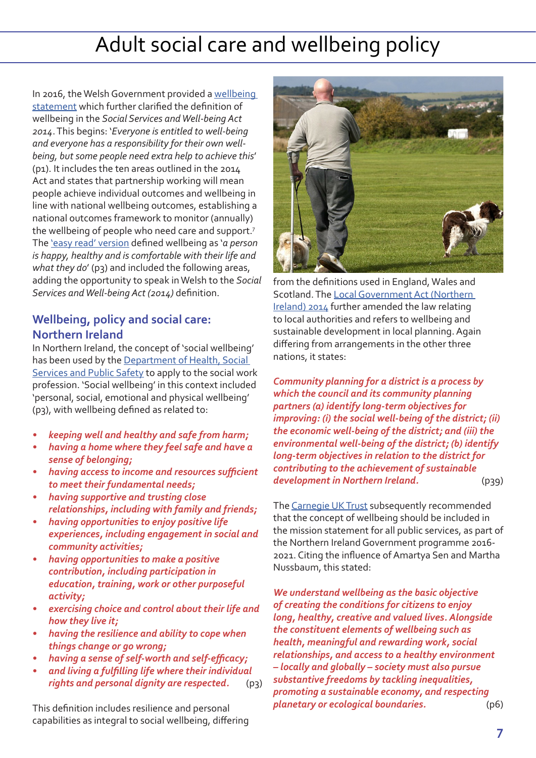# Adult social care and wellbeing policy

In 2016, the Welsh Government provided a wellbeing statement which further clarified the definition of wellbeing in the *Social Services and Well-being Act 2014*. This begins: '*Everyone is entitled to well-being and everyone has a responsibility for their own well-being, but some people need extra help to achieve this*' (p1). It includes the ten areas outlined in the 2014 Act and states that partnership working will mean people achieve individual outcomes and wellbeing in line with national wellbeing outcomes, establishing a national outcomes framework to monitor (annually) the wellbeing of people who need care and support.[7] The 'easy read' version defined wellbeing as '*a person is happy, healthy and is comfortable with their life and what they do*' (p3) and included the following areas, adding the opportunity to speak in Welsh to the *Social Services and Well-being Act (2014)* definition.

## Wellbeing, policy and social care: Northern Ireland

In Northern Ireland, the concept of 'social wellbeing' has been used by the Department of Health, Social Services and Public Safety to apply to the social work profession. 'Social wellbeing' in this context included 'personal, social, emotional and physical wellbeing' (p3), with wellbeing defined as related to:

- ***keeping well and healthy and safe from harm;***
- ***having a home where they feel safe and have a sense of belonging;***
- ***having access to income and resources sufficient to meet their fundamental needs;***
- ***having supportive and trusting close relationships, including with family and friends;***
- ***having opportunities to enjoy positive life experiences, including engagement in social and community activities;***
- ***having opportunities to make a positive contribution, including participation in education, training, work or other purposeful activity;***
- ***exercising choice and control about their life and how they live it;***
- ***having the resilience and ability to cope when things change or go wrong;***
- ***having a sense of self-worth and self-efficacy;***
- ***and living a fulfilling life where their individual rights and personal dignity are respected.*** (p3)

This definition includes resilience and personal capabilities as integral to social wellbeing, differing from the definitions used in England, Wales and Scotland. The Local Government Act (Northern Ireland) 2014 further amended the law relating to local authorities and refers to wellbeing and sustainable development in local planning. Again differing from arrangements in the other three nations, it states:

> ***Community planning for a district is a process by which the council and its community planning partners (a) identify long-term objectives for improving: (i) the social well-being of the district; (ii) the economic well-being of the district; and (iii) the environmental well-being of the district; (b) identify long-term objectives in relation to the district for contributing to the achievement of sustainable development in Northern Ireland.*** (p39)

The Carnegie UK Trust subsequently recommended that the concept of wellbeing should be included in the mission statement for all public services, as part of the Northern Ireland Government programme 2016-2021. Citing the influence of Amartya Sen and Martha Nussbaum, this stated:

> ***We understand wellbeing as the basic objective of creating the conditions for citizens to enjoy long, healthy, creative and valued lives. Alongside the constituent elements of wellbeing such as health, meaningful and rewarding work, social relationships, and access to a healthy environment – locally and globally – society must also pursue substantive freedoms by tackling inequalities, promoting a sustainable economy, and respecting planetary or ecological boundaries.*** (p6)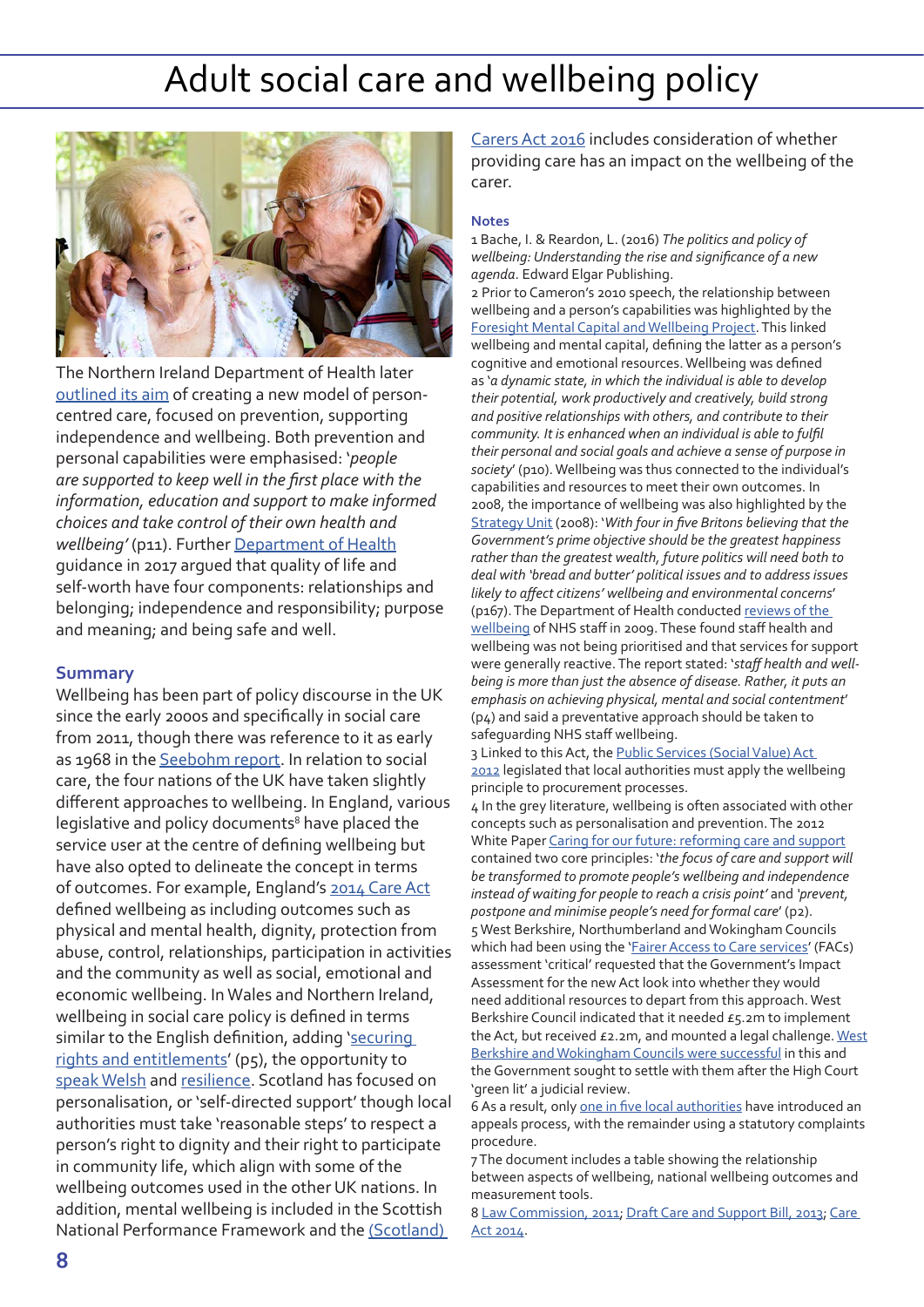# Adult social care and wellbeing policy

The Northern Ireland Department of Health later outlined its aim of creating a new model of person-centred care, focused on prevention, supporting independence and wellbeing. Both prevention and personal capabilities were emphasised: '*people are supported to keep well in the first place with the information, education and support to make informed choices and take control of their own health and wellbeing'* (p11). Further Department of Health guidance in 2017 argued that quality of life and self-worth have four components: relationships and belonging; independence and responsibility; purpose and meaning; and being safe and well.

## Summary

Wellbeing has been part of policy discourse in the UK since the early 2000s and specifically in social care from 2011, though there was reference to it as early as 1968 in the Seebohm report. In relation to social care, the four nations of the UK have taken slightly different approaches to wellbeing. In England, various legislative and policy documents[8] have placed the service user at the centre of defining wellbeing but have also opted to delineate the concept in terms of outcomes. For example, England's 2014 Care Act defined wellbeing as including outcomes such as physical and mental health, dignity, protection from abuse, control, relationships, participation in activities and the community as well as social, emotional and economic wellbeing. In Wales and Northern Ireland, wellbeing in social care policy is defined in terms similar to the English definition, adding 'securing rights and entitlements' (p5), the opportunity to speak Welsh and resilience. Scotland has focused on personalisation, or 'self-directed support' though local authorities must take 'reasonable steps' to respect a person's right to dignity and their right to participate in community life, which align with some of the wellbeing outcomes used in the other UK nations. In addition, mental wellbeing is included in the Scottish National Performance Framework and the (Scotland) Carers Act 2016 includes consideration of whether providing care has an impact on the wellbeing of the carer.

### Notes

1 Bache, I. & Reardon, L. (2016) *The politics and policy of wellbeing: Understanding the rise and significance of a new agenda*. Edward Elgar Publishing.

2 Prior to Cameron's 2010 speech, the relationship between wellbeing and a person's capabilities was highlighted by the Foresight Mental Capital and Wellbeing Project. This linked wellbeing and mental capital, defining the latter as a person's cognitive and emotional resources. Wellbeing was defined as '*a dynamic state, in which the individual is able to develop their potential, work productively and creatively, build strong and positive relationships with others, and contribute to their community. It is enhanced when an individual is able to fulfil their personal and social goals and achieve a sense of purpose in society*' (p10). Wellbeing was thus connected to the individual's capabilities and resources to meet their own outcomes. In 2008, the importance of wellbeing was also highlighted by the Strategy Unit (2008): '*With four in five Britons believing that the Government's prime objective should be the greatest happiness rather than the greatest wealth, future politics will need both to deal with 'bread and butter' political issues and to address issues likely to affect citizens' wellbeing and environmental concerns*' (p167). The Department of Health conducted reviews of the wellbeing of NHS staff in 2009. These found staff health and wellbeing was not being prioritised and that services for support were generally reactive. The report stated: '*staff health and well-being is more than just the absence of disease. Rather, it puts an emphasis on achieving physical, mental and social contentment*' (p4) and said a preventative approach should be taken to safeguarding NHS staff wellbeing.

3 Linked to this Act, the Public Services (Social Value) Act 2012 legislated that local authorities must apply the wellbeing principle to procurement processes.

4 In the grey literature, wellbeing is often associated with other concepts such as personalisation and prevention. The 2012 White Paper Caring for our future: reforming care and support contained two core principles: '*the focus of care and support will be transformed to promote people's wellbeing and independence instead of waiting for people to reach a crisis point'* and *'prevent, postpone and minimise people's need for formal care*' (p2).

5 West Berkshire, Northumberland and Wokingham Councils which had been using the 'Fairer Access to Care services' (FACs) assessment 'critical' requested that the Government's Impact Assessment for the new Act look into whether they would need additional resources to depart from this approach. West Berkshire Council indicated that it needed £5.2m to implement the Act, but received £2.2m, and mounted a legal challenge. West Berkshire and Wokingham Councils were successful in this and the Government sought to settle with them after the High Court 'green lit' a judicial review.

6 As a result, only one in five local authorities have introduced an appeals process, with the remainder using a statutory complaints procedure.

7 The document includes a table showing the relationship between aspects of wellbeing, national wellbeing outcomes and measurement tools.

8 Law Commission, 2011; Draft Care and Support Bill, 2013; Care Act 2014.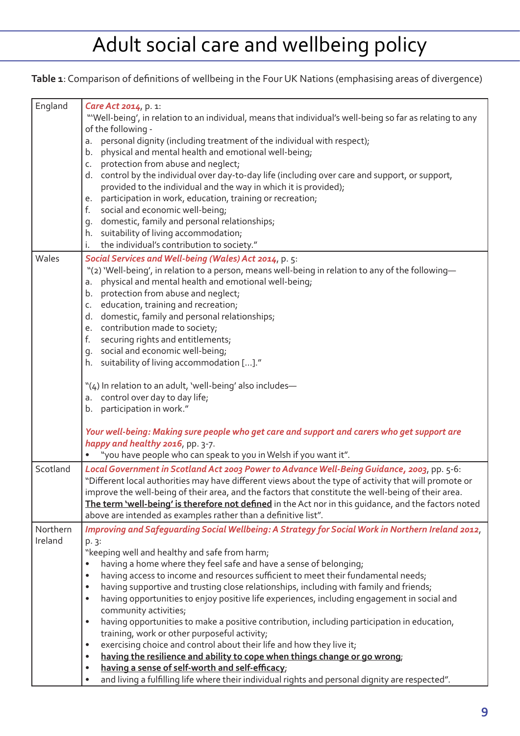# Adult social care and wellbeing policy

**Table 1**: Comparison of definitions of wellbeing in the Four UK Nations (emphasising areas of divergence)

| | |
|---|---|
| England | *Care Act 2014*, p. 1:<br>"'Well-being', in relation to an individual, means that individual's well-being so far as relating to any of the following -<br>a. personal dignity (including treatment of the individual with respect);<br>b. physical and mental health and emotional well-being;<br>c. protection from abuse and neglect;<br>d. control by the individual over day-to-day life (including over care and support, or support, provided to the individual and the way in which it is provided);<br>e. participation in work, education, training or recreation;<br>f. social and economic well-being;<br>g. domestic, family and personal relationships;<br>h. suitability of living accommodation;<br>i. the individual's contribution to society." |
| Wales | *Social Services and Well-being (Wales) Act 2014*, p. 5:<br>"(2) 'Well-being', in relation to a person, means well-being in relation to any of the following—<br>a. physical and mental health and emotional well-being;<br>b. protection from abuse and neglect;<br>c. education, training and recreation;<br>d. domestic, family and personal relationships;<br>e. contribution made to society;<br>f. securing rights and entitlements;<br>g. social and economic well-being;<br>h. suitability of living accommodation [...]."<br><br>"(4) In relation to an adult, 'well-being' also includes—<br>a. control over day to day life;<br>b. participation in work."<br><br>*Your well-being: Making sure people who get care and support and carers who get support are happy and healthy 2016*, pp. 3-7.<br>• "you have people who can speak to you in Welsh if you want it". |
| Scotland | *Local Government in Scotland Act 2003 Power to Advance Well-Being Guidance, 2003*, pp. 5-6:<br>"Different local authorities may have different views about the type of activity that will promote or improve the well-being of their area, and the factors that constitute the well-being of their area. **The term 'well-being' is therefore not defined** in the Act nor in this guidance, and the factors noted above are intended as examples rather than a definitive list". |
| Northern Ireland | *Improving and Safeguarding Social Wellbeing: A Strategy for Social Work in Northern Ireland 2012*, p. 3:<br>"keeping well and healthy and safe from harm;<br>• having a home where they feel safe and have a sense of belonging;<br>• having access to income and resources sufficient to meet their fundamental needs;<br>• having supportive and trusting close relationships, including with family and friends;<br>• having opportunities to enjoy positive life experiences, including engagement in social and community activities;<br>• having opportunities to make a positive contribution, including participation in education, training, work or other purposeful activity;<br>• exercising choice and control about their life and how they live it;<br>• **having the resilience and ability to cope when things change or go wrong**;<br>• **having a sense of self-worth and self-efficacy**;<br>• and living a fulfilling life where their individual rights and personal dignity are respected". |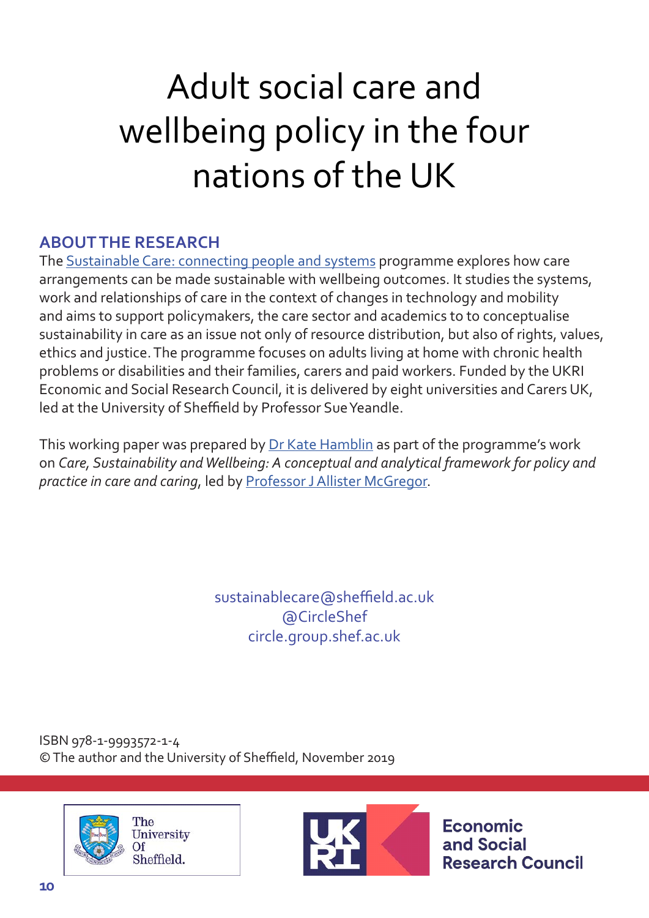# Adult social care and wellbeing policy in the four nations of the UK

## ABOUT THE RESEARCH

The Sustainable Care: connecting people and systems programme explores how care arrangements can be made sustainable with wellbeing outcomes. It studies the systems, work and relationships of care in the context of changes in technology and mobility and aims to support policymakers, the care sector and academics to to conceptualise sustainability in care as an issue not only of resource distribution, but also of rights, values, ethics and justice. The programme focuses on adults living at home with chronic health problems or disabilities and their families, carers and paid workers. Funded by the UKRI Economic and Social Research Council, it is delivered by eight universities and Carers UK, led at the University of Sheffield by Professor Sue Yeandle.

This working paper was prepared by Dr Kate Hamblin as part of the programme's work on *Care, Sustainability and Wellbeing: A conceptual and analytical framework for policy and practice in care and caring*, led by Professor J Allister McGregor.

sustainablecare@sheffield.ac.uk
@CircleShef
circle.group.shef.ac.uk

ISBN 978-1-9993572-1-4
© The author and the University of Sheffield, November 2019

The University Of Sheffield.

Economic and Social Research Council